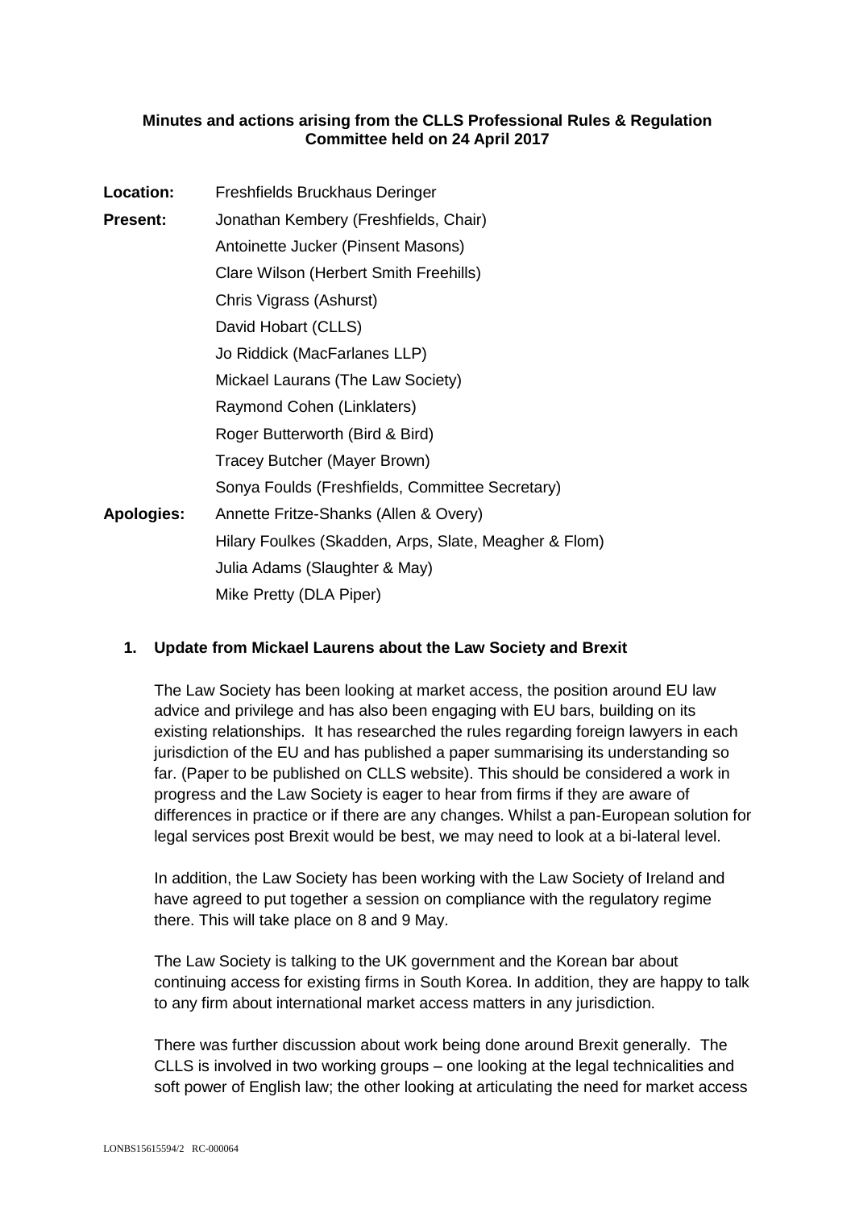**Minutes and actions arising from the CLLS Professional Rules & Regulation Committee held on 24 April 2017**

**Location:** Freshfields Bruckhaus Deringer

**Present:** Jonathan Kembery (Freshfields, Chair)
Antoinette Jucker (Pinsent Masons)
Clare Wilson (Herbert Smith Freehills)
Chris Vigrass (Ashurst)
David Hobart (CLLS)
Jo Riddick (MacFarlanes LLP)
Mickael Laurans (The Law Society)
Raymond Cohen (Linklaters)
Roger Butterworth (Bird & Bird)
Tracey Butcher (Mayer Brown)
Sonya Foulds (Freshfields, Committee Secretary)

**Apologies:** Annette Fritze-Shanks (Allen & Overy)
Hilary Foulkes (Skadden, Arps, Slate, Meagher & Flom)
Julia Adams (Slaughter & May)
Mike Pretty (DLA Piper)

**1. Update from Mickael Laurans about the Law Society and Brexit**

The Law Society has been looking at market access, the position around EU law advice and privilege and has also been engaging with EU bars, building on its existing relationships. It has researched the rules regarding foreign lawyers in each jurisdiction of the EU and has published a paper summarising its understanding so far. (Paper to be published on CLLS website). This should be considered a work in progress and the Law Society is eager to hear from firms if they are aware of differences in practice or if there are any changes. Whilst a pan-European solution for legal services post Brexit would be best, we may need to look at a bi-lateral level.

In addition, the Law Society has been working with the Law Society of Ireland and have agreed to put together a session on compliance with the regulatory regime there. This will take place on 8 and 9 May.

The Law Society is talking to the UK government and the Korean bar about continuing access for existing firms in South Korea. In addition, they are happy to talk to any firm about international market access matters in any jurisdiction.

There was further discussion about work being done around Brexit generally. The CLLS is involved in two working groups – one looking at the legal technicalities and soft power of English law; the other looking at articulating the need for market access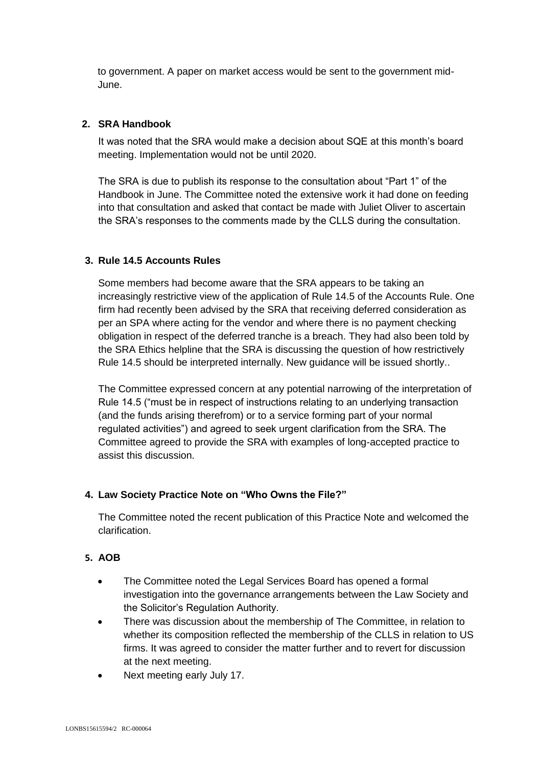to government. A paper on market access would be sent to the government mid-June.

**2. SRA Handbook**

It was noted that the SRA would make a decision about SQE at this month's board meeting. Implementation would not be until 2020.

The SRA is due to publish its response to the consultation about "Part 1" of the Handbook in June. The Committee noted the extensive work it had done on feeding into that consultation and asked that contact be made with Juliet Oliver to ascertain the SRA's responses to the comments made by the CLLS during the consultation.

**3. Rule 14.5 Accounts Rules**

Some members had become aware that the SRA appears to be taking an increasingly restrictive view of the application of Rule 14.5 of the Accounts Rule. One firm had recently been advised by the SRA that receiving deferred consideration as per an SPA where acting for the vendor and where there is no payment checking obligation in respect of the deferred tranche is a breach. They had also been told by the SRA Ethics helpline that the SRA is discussing the question of how restrictively Rule 14.5 should be interpreted internally. New guidance will be issued shortly..

The Committee expressed concern at any potential narrowing of the interpretation of Rule 14.5 ("must be in respect of instructions relating to an underlying transaction (and the funds arising therefrom) or to a service forming part of your normal regulated activities") and agreed to seek urgent clarification from the SRA. The Committee agreed to provide the SRA with examples of long-accepted practice to assist this discussion.

**4. Law Society Practice Note on "Who Owns the File?"**

The Committee noted the recent publication of this Practice Note and welcomed the clarification.

**5. AOB**

- The Committee noted the Legal Services Board has opened a formal investigation into the governance arrangements between the Law Society and the Solicitor's Regulation Authority.
- There was discussion about the membership of The Committee, in relation to whether its composition reflected the membership of the CLLS in relation to US firms. It was agreed to consider the matter further and to revert for discussion at the next meeting.
- Next meeting early July 17.

LONBS15615594/2 RC-000064